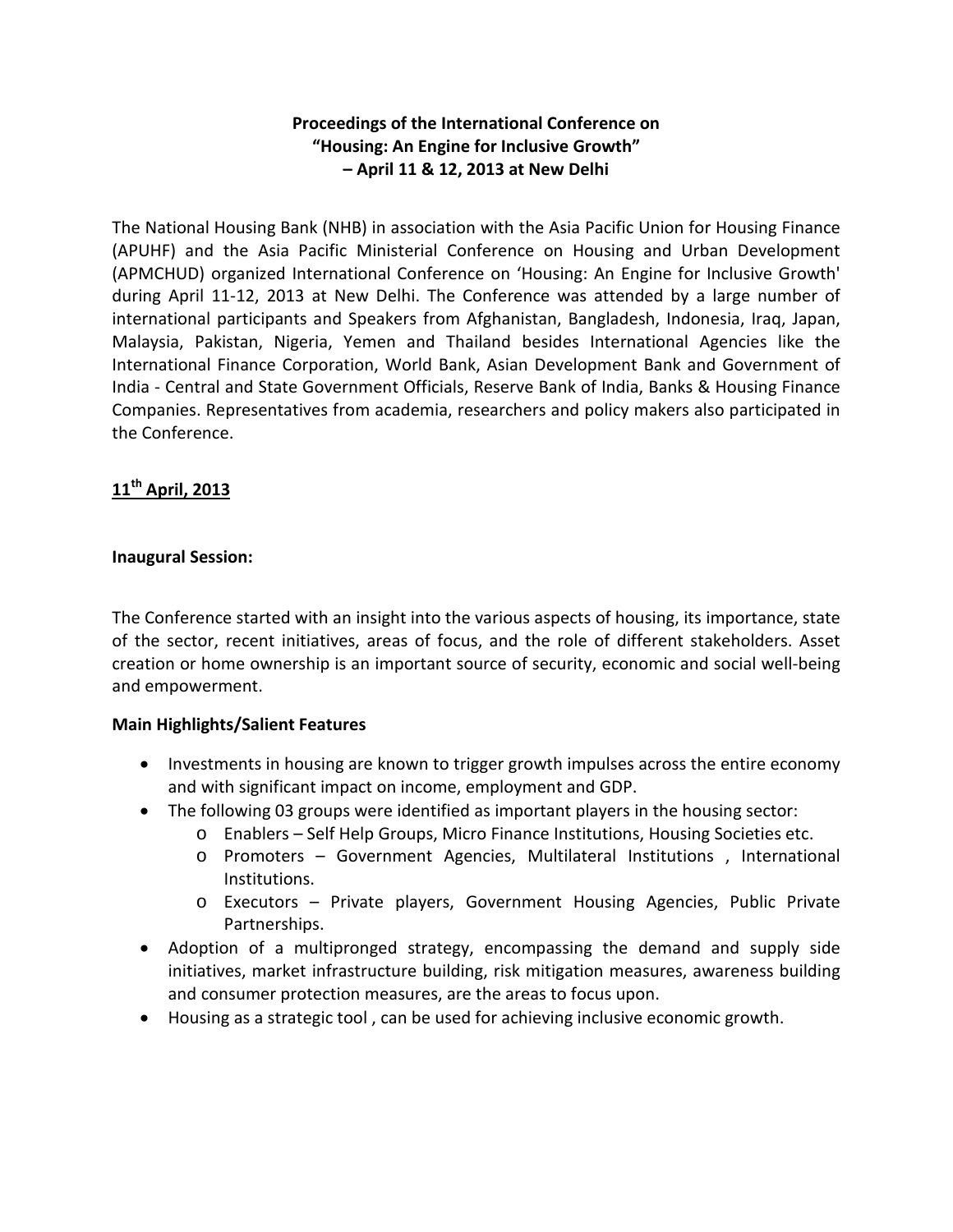**Proceedings of the International Conference on**
**"Housing: An Engine for Inclusive Growth"**
**– April 11 & 12, 2013 at New Delhi**

The National Housing Bank (NHB) in association with the Asia Pacific Union for Housing Finance (APUHF) and the Asia Pacific Ministerial Conference on Housing and Urban Development (APMCHUD) organized International Conference on 'Housing: An Engine for Inclusive Growth' during April 11-12, 2013 at New Delhi. The Conference was attended by a large number of international participants and Speakers from Afghanistan, Bangladesh, Indonesia, Iraq, Japan, Malaysia, Pakistan, Nigeria, Yemen and Thailand besides International Agencies like the International Finance Corporation, World Bank, Asian Development Bank and Government of India - Central and State Government Officials, Reserve Bank of India, Banks & Housing Finance Companies. Representatives from academia, researchers and policy makers also participated in the Conference.

## 11th April, 2013

### Inaugural Session:

The Conference started with an insight into the various aspects of housing, its importance, state of the sector, recent initiatives, areas of focus, and the role of different stakeholders. Asset creation or home ownership is an important source of security, economic and social well-being and empowerment.

**Main Highlights/Salient Features**

- Investments in housing are known to trigger growth impulses across the entire economy and with significant impact on income, employment and GDP.
- The following 03 groups were identified as important players in the housing sector:
  - Enablers – Self Help Groups, Micro Finance Institutions, Housing Societies etc.
  - Promoters – Government Agencies, Multilateral Institutions , International Institutions.
  - Executors – Private players, Government Housing Agencies, Public Private Partnerships.
- Adoption of a multipronged strategy, encompassing the demand and supply side initiatives, market infrastructure building, risk mitigation measures, awareness building and consumer protection measures, are the areas to focus upon.
- Housing as a strategic tool , can be used for achieving inclusive economic growth.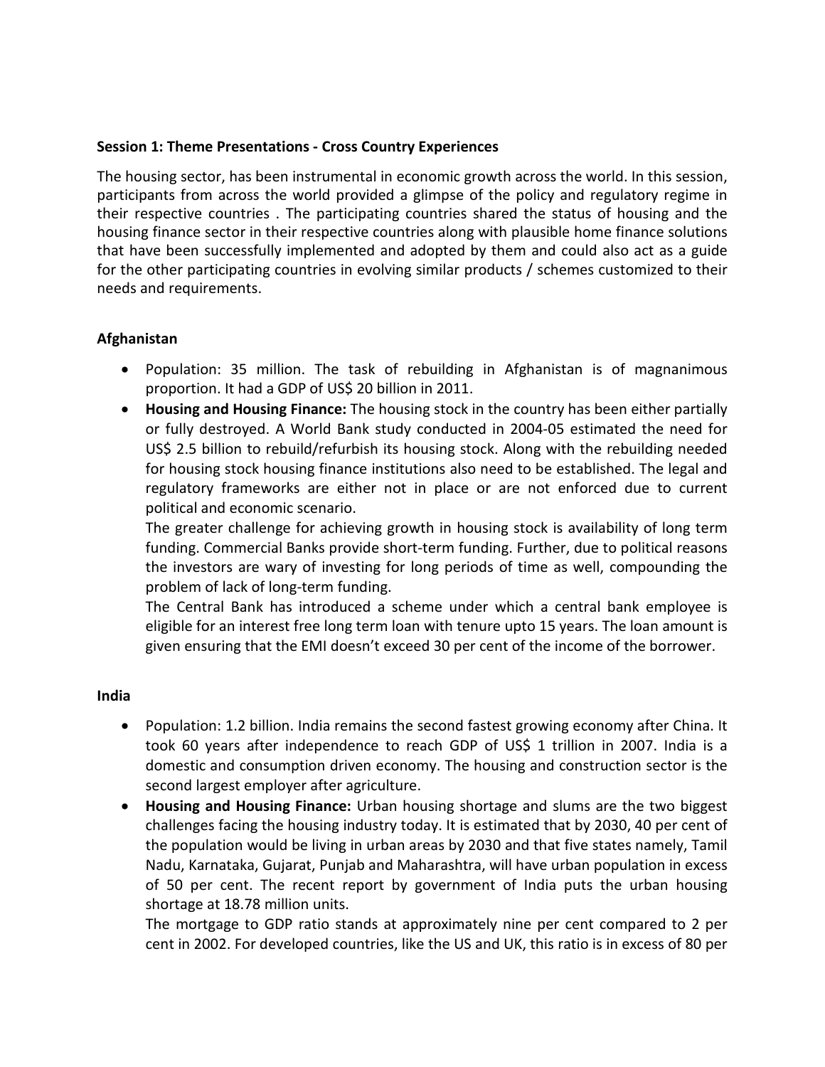**Session 1: Theme Presentations - Cross Country Experiences**

The housing sector, has been instrumental in economic growth across the world. In this session, participants from across the world provided a glimpse of the policy and regulatory regime in their respective countries . The participating countries shared the status of housing and the housing finance sector in their respective countries along with plausible home finance solutions that have been successfully implemented and adopted by them and could also act as a guide for the other participating countries in evolving similar products / schemes customized to their needs and requirements.

**Afghanistan**

- Population: 35 million. The task of rebuilding in Afghanistan is of magnanimous proportion. It had a GDP of US$ 20 billion in 2011.
- **Housing and Housing Finance:** The housing stock in the country has been either partially or fully destroyed. A World Bank study conducted in 2004-05 estimated the need for US$ 2.5 billion to rebuild/refurbish its housing stock. Along with the rebuilding needed for housing stock housing finance institutions also need to be established. The legal and regulatory frameworks are either not in place or are not enforced due to current political and economic scenario.

  The greater challenge for achieving growth in housing stock is availability of long term funding. Commercial Banks provide short-term funding. Further, due to political reasons the investors are wary of investing for long periods of time as well, compounding the problem of lack of long-term funding.

  The Central Bank has introduced a scheme under which a central bank employee is eligible for an interest free long term loan with tenure upto 15 years. The loan amount is given ensuring that the EMI doesn't exceed 30 per cent of the income of the borrower.

**India**

- Population: 1.2 billion. India remains the second fastest growing economy after China. It took 60 years after independence to reach GDP of US$ 1 trillion in 2007. India is a domestic and consumption driven economy. The housing and construction sector is the second largest employer after agriculture.
- **Housing and Housing Finance:** Urban housing shortage and slums are the two biggest challenges facing the housing industry today. It is estimated that by 2030, 40 per cent of the population would be living in urban areas by 2030 and that five states namely, Tamil Nadu, Karnataka, Gujarat, Punjab and Maharashtra, will have urban population in excess of 50 per cent. The recent report by government of India puts the urban housing shortage at 18.78 million units.

  The mortgage to GDP ratio stands at approximately nine per cent compared to 2 per cent in 2002. For developed countries, like the US and UK, this ratio is in excess of 80 per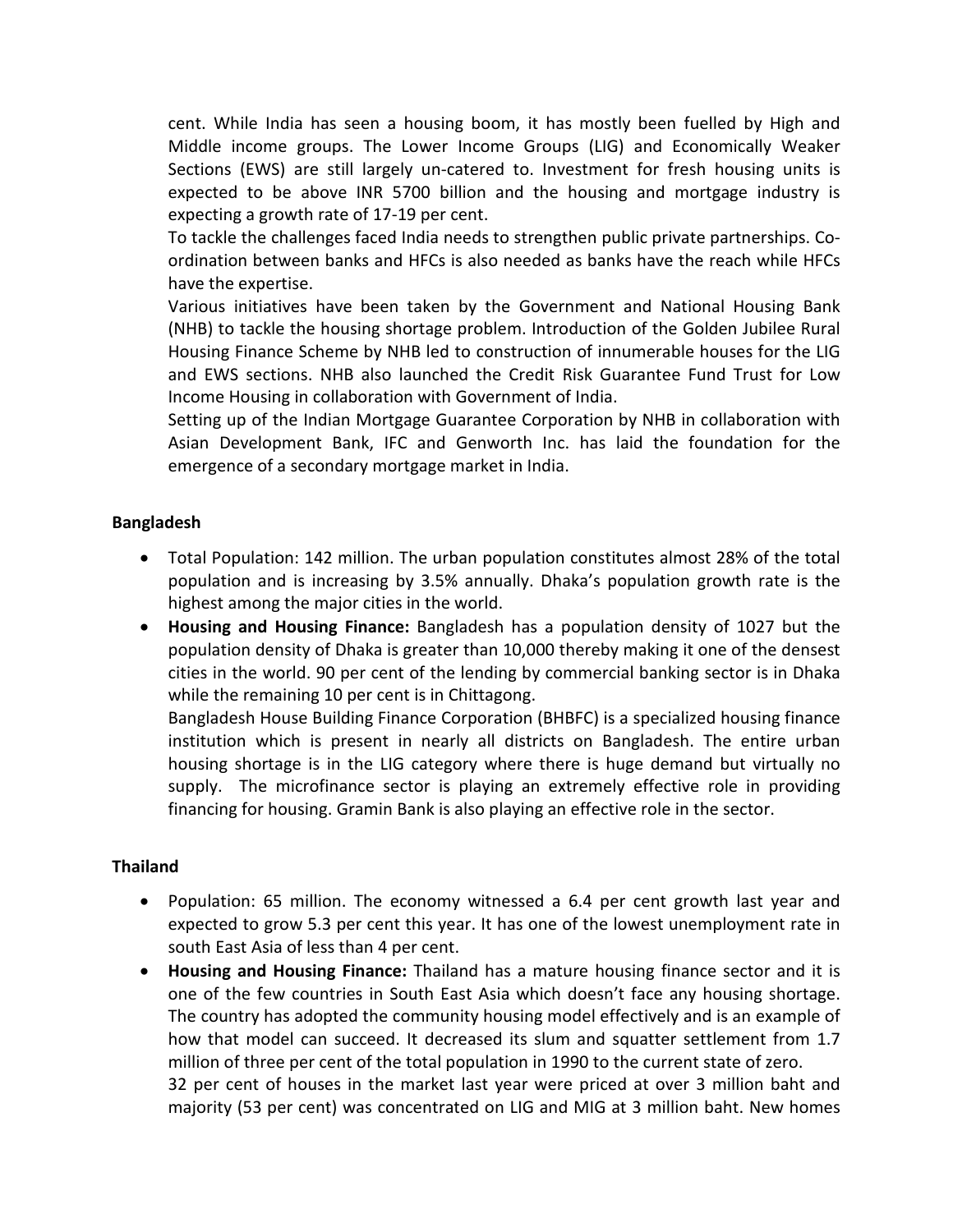cent. While India has seen a housing boom, it has mostly been fuelled by High and Middle income groups. The Lower Income Groups (LIG) and Economically Weaker Sections (EWS) are still largely un-catered to. Investment for fresh housing units is expected to be above INR 5700 billion and the housing and mortgage industry is expecting a growth rate of 17-19 per cent.

To tackle the challenges faced India needs to strengthen public private partnerships. Co-ordination between banks and HFCs is also needed as banks have the reach while HFCs have the expertise.

Various initiatives have been taken by the Government and National Housing Bank (NHB) to tackle the housing shortage problem. Introduction of the Golden Jubilee Rural Housing Finance Scheme by NHB led to construction of innumerable houses for the LIG and EWS sections. NHB also launched the Credit Risk Guarantee Fund Trust for Low Income Housing in collaboration with Government of India.

Setting up of the Indian Mortgage Guarantee Corporation by NHB in collaboration with Asian Development Bank, IFC and Genworth Inc. has laid the foundation for the emergence of a secondary mortgage market in India.

**Bangladesh**

- Total Population: 142 million. The urban population constitutes almost 28% of the total population and is increasing by 3.5% annually. Dhaka's population growth rate is the highest among the major cities in the world.
- **Housing and Housing Finance:** Bangladesh has a population density of 1027 but the population density of Dhaka is greater than 10,000 thereby making it one of the densest cities in the world. 90 per cent of the lending by commercial banking sector is in Dhaka while the remaining 10 per cent is in Chittagong.

  Bangladesh House Building Finance Corporation (BHBFC) is a specialized housing finance institution which is present in nearly all districts on Bangladesh. The entire urban housing shortage is in the LIG category where there is huge demand but virtually no supply. The microfinance sector is playing an extremely effective role in providing financing for housing. Gramin Bank is also playing an effective role in the sector.

**Thailand**

- Population: 65 million. The economy witnessed a 6.4 per cent growth last year and expected to grow 5.3 per cent this year. It has one of the lowest unemployment rate in south East Asia of less than 4 per cent.
- **Housing and Housing Finance:** Thailand has a mature housing finance sector and it is one of the few countries in South East Asia which doesn't face any housing shortage. The country has adopted the community housing model effectively and is an example of how that model can succeed. It decreased its slum and squatter settlement from 1.7 million of three per cent of the total population in 1990 to the current state of zero.

  32 per cent of houses in the market last year were priced at over 3 million baht and majority (53 per cent) was concentrated on LIG and MIG at 3 million baht. New homes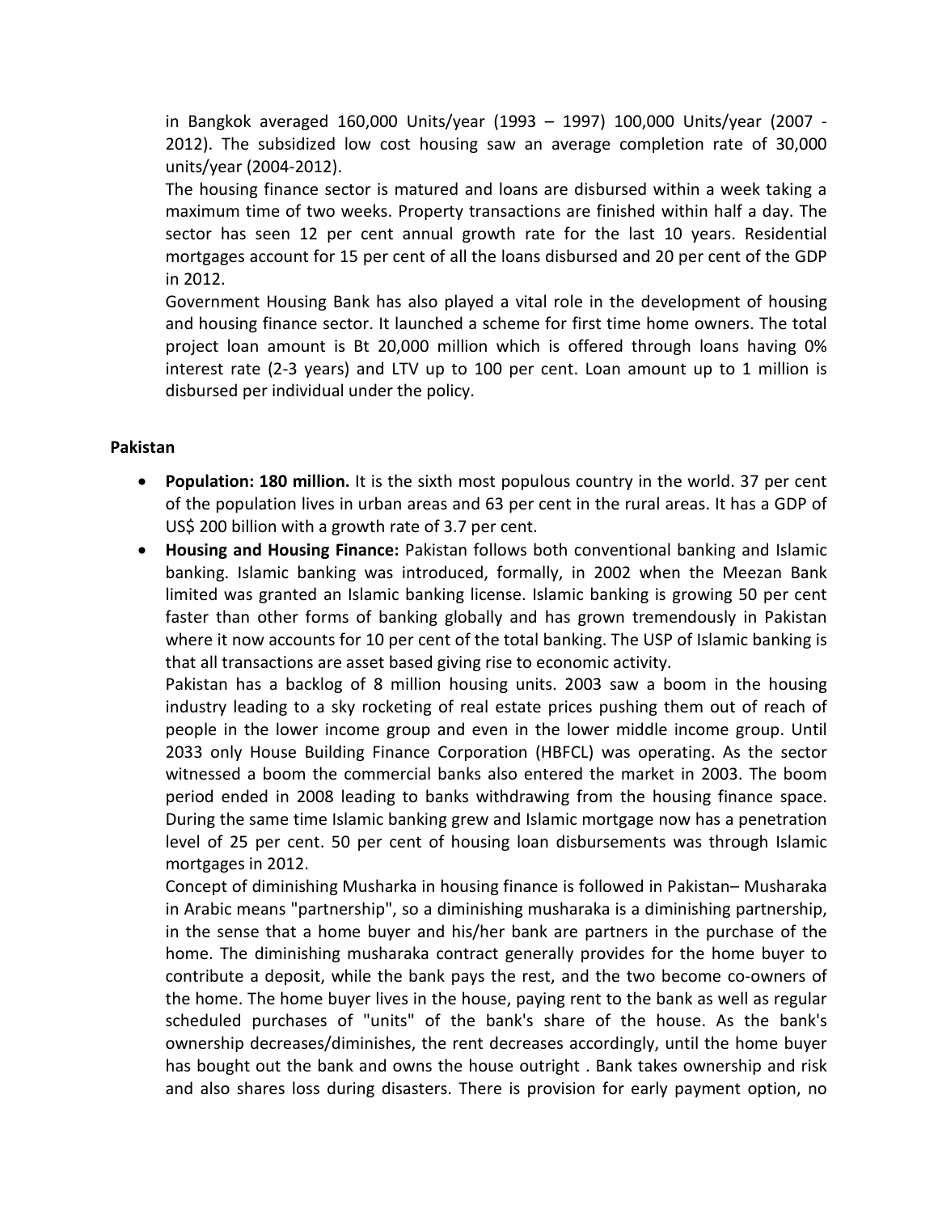in Bangkok averaged 160,000 Units/year (1993 – 1997) 100,000 Units/year (2007 - 2012). The subsidized low cost housing saw an average completion rate of 30,000 units/year (2004-2012).

The housing finance sector is matured and loans are disbursed within a week taking a maximum time of two weeks. Property transactions are finished within half a day. The sector has seen 12 per cent annual growth rate for the last 10 years. Residential mortgages account for 15 per cent of all the loans disbursed and 20 per cent of the GDP in 2012.

Government Housing Bank has also played a vital role in the development of housing and housing finance sector. It launched a scheme for first time home owners. The total project loan amount is Bt 20,000 million which is offered through loans having 0% interest rate (2-3 years) and LTV up to 100 per cent. Loan amount up to 1 million is disbursed per individual under the policy.

**Pakistan**

- **Population: 180 million.** It is the sixth most populous country in the world. 37 per cent of the population lives in urban areas and 63 per cent in the rural areas. It has a GDP of US$ 200 billion with a growth rate of 3.7 per cent.
- **Housing and Housing Finance:** Pakistan follows both conventional banking and Islamic banking. Islamic banking was introduced, formally, in 2002 when the Meezan Bank limited was granted an Islamic banking license. Islamic banking is growing 50 per cent faster than other forms of banking globally and has grown tremendously in Pakistan where it now accounts for 10 per cent of the total banking. The USP of Islamic banking is that all transactions are asset based giving rise to economic activity.

  Pakistan has a backlog of 8 million housing units. 2003 saw a boom in the housing industry leading to a sky rocketing of real estate prices pushing them out of reach of people in the lower income group and even in the lower middle income group. Until 2033 only House Building Finance Corporation (HBFCL) was operating. As the sector witnessed a boom the commercial banks also entered the market in 2003. The boom period ended in 2008 leading to banks withdrawing from the housing finance space. During the same time Islamic banking grew and Islamic mortgage now has a penetration level of 25 per cent. 50 per cent of housing loan disbursements was through Islamic mortgages in 2012.

  Concept of diminishing Musharka in housing finance is followed in Pakistan– Musharaka in Arabic means "partnership", so a diminishing musharaka is a diminishing partnership, in the sense that a home buyer and his/her bank are partners in the purchase of the home. The diminishing musharaka contract generally provides for the home buyer to contribute a deposit, while the bank pays the rest, and the two become co-owners of the home. The home buyer lives in the house, paying rent to the bank as well as regular scheduled purchases of "units" of the bank's share of the house. As the bank's ownership decreases/diminishes, the rent decreases accordingly, until the home buyer has bought out the bank and owns the house outright . Bank takes ownership and risk and also shares loss during disasters. There is provision for early payment option, no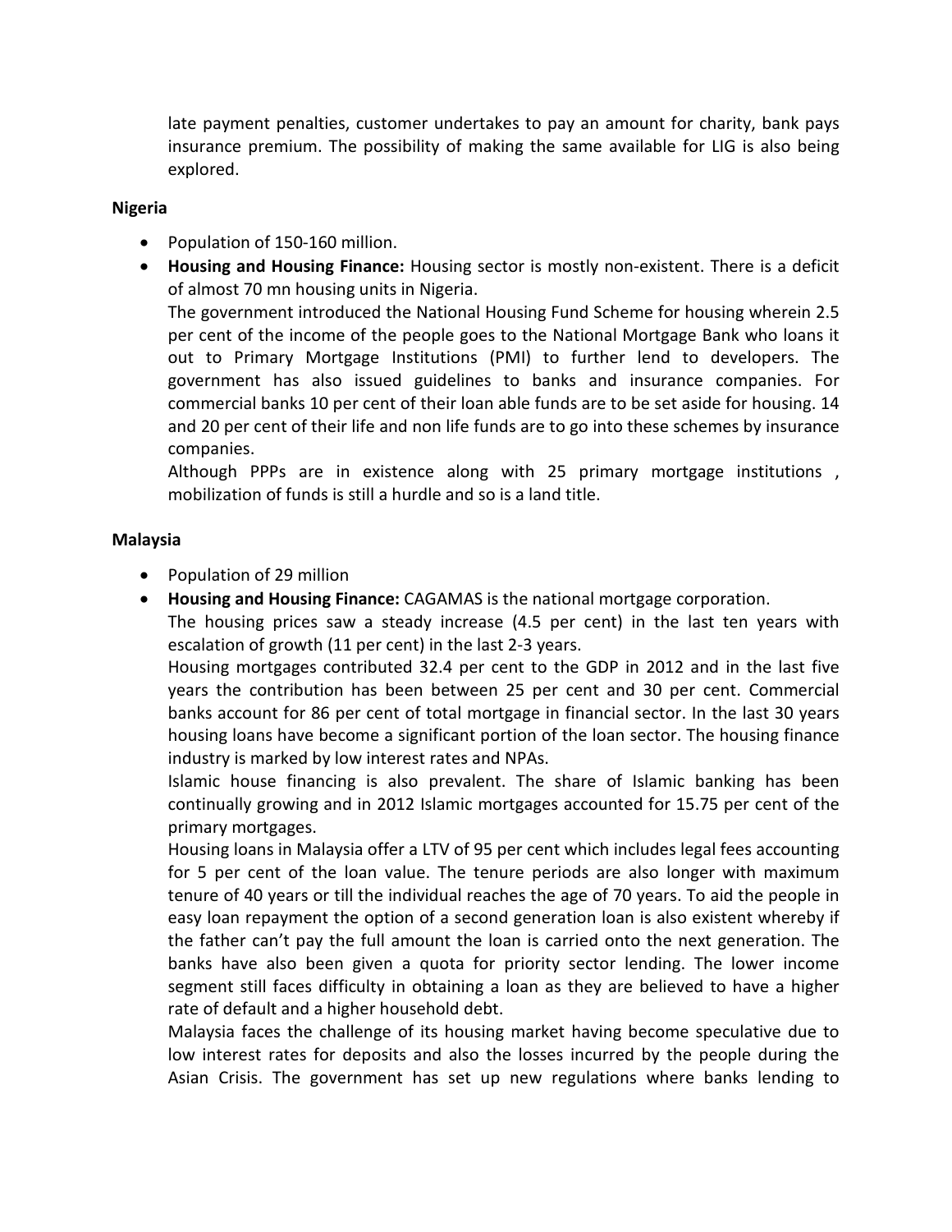late payment penalties, customer undertakes to pay an amount for charity, bank pays insurance premium. The possibility of making the same available for LIG is also being explored.

**Nigeria**

- Population of 150-160 million.
- **Housing and Housing Finance:** Housing sector is mostly non-existent. There is a deficit of almost 70 mn housing units in Nigeria.

  The government introduced the National Housing Fund Scheme for housing wherein 2.5 per cent of the income of the people goes to the National Mortgage Bank who loans it out to Primary Mortgage Institutions (PMI) to further lend to developers. The government has also issued guidelines to banks and insurance companies. For commercial banks 10 per cent of their loan able funds are to be set aside for housing. 14 and 20 per cent of their life and non life funds are to go into these schemes by insurance companies.

  Although PPPs are in existence along with 25 primary mortgage institutions , mobilization of funds is still a hurdle and so is a land title.

**Malaysia**

- Population of 29 million
- **Housing and Housing Finance:** CAGAMAS is the national mortgage corporation.

  The housing prices saw a steady increase (4.5 per cent) in the last ten years with escalation of growth (11 per cent) in the last 2-3 years.

  Housing mortgages contributed 32.4 per cent to the GDP in 2012 and in the last five years the contribution has been between 25 per cent and 30 per cent. Commercial banks account for 86 per cent of total mortgage in financial sector. In the last 30 years housing loans have become a significant portion of the loan sector. The housing finance industry is marked by low interest rates and NPAs.

  Islamic house financing is also prevalent. The share of Islamic banking has been continually growing and in 2012 Islamic mortgages accounted for 15.75 per cent of the primary mortgages.

  Housing loans in Malaysia offer a LTV of 95 per cent which includes legal fees accounting for 5 per cent of the loan value. The tenure periods are also longer with maximum tenure of 40 years or till the individual reaches the age of 70 years. To aid the people in easy loan repayment the option of a second generation loan is also existent whereby if the father can't pay the full amount the loan is carried onto the next generation. The banks have also been given a quota for priority sector lending. The lower income segment still faces difficulty in obtaining a loan as they are believed to have a higher rate of default and a higher household debt.

  Malaysia faces the challenge of its housing market having become speculative due to low interest rates for deposits and also the losses incurred by the people during the Asian Crisis. The government has set up new regulations where banks lending to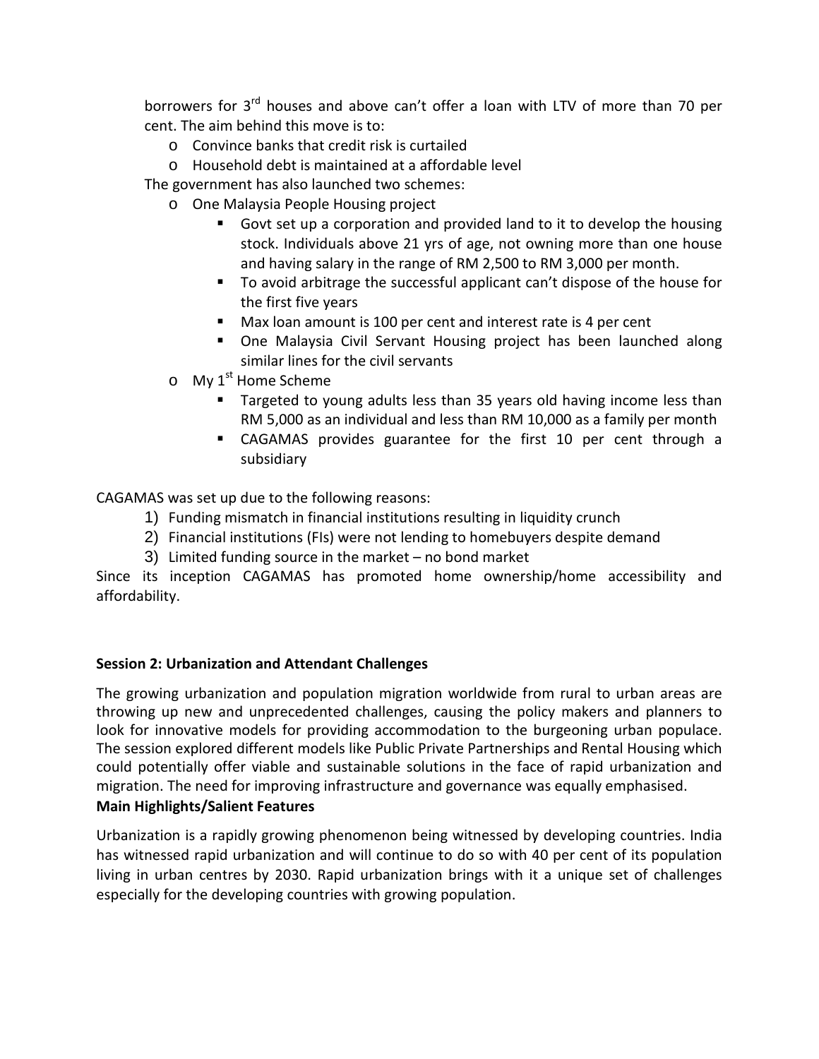borrowers for 3rd houses and above can't offer a loan with LTV of more than 70 per cent. The aim behind this move is to:

- Convince banks that credit risk is curtailed
- Household debt is maintained at a affordable level

The government has also launched two schemes:

- One Malaysia People Housing project
  - Govt set up a corporation and provided land to it to develop the housing stock. Individuals above 21 yrs of age, not owning more than one house and having salary in the range of RM 2,500 to RM 3,000 per month.
  - To avoid arbitrage the successful applicant can't dispose of the house for the first five years
  - Max loan amount is 100 per cent and interest rate is 4 per cent
  - One Malaysia Civil Servant Housing project has been launched along similar lines for the civil servants
- My 1st Home Scheme
  - Targeted to young adults less than 35 years old having income less than RM 5,000 as an individual and less than RM 10,000 as a family per month
  - CAGAMAS provides guarantee for the first 10 per cent through a subsidiary

CAGAMAS was set up due to the following reasons:

1) Funding mismatch in financial institutions resulting in liquidity crunch
2) Financial institutions (FIs) were not lending to homebuyers despite demand
3) Limited funding source in the market – no bond market

Since its inception CAGAMAS has promoted home ownership/home accessibility and affordability.

**Session 2: Urbanization and Attendant Challenges**

The growing urbanization and population migration worldwide from rural to urban areas are throwing up new and unprecedented challenges, causing the policy makers and planners to look for innovative models for providing accommodation to the burgeoning urban populace. The session explored different models like Public Private Partnerships and Rental Housing which could potentially offer viable and sustainable solutions in the face of rapid urbanization and migration. The need for improving infrastructure and governance was equally emphasised.

**Main Highlights/Salient Features**

Urbanization is a rapidly growing phenomenon being witnessed by developing countries. India has witnessed rapid urbanization and will continue to do so with 40 per cent of its population living in urban centres by 2030. Rapid urbanization brings with it a unique set of challenges especially for the developing countries with growing population.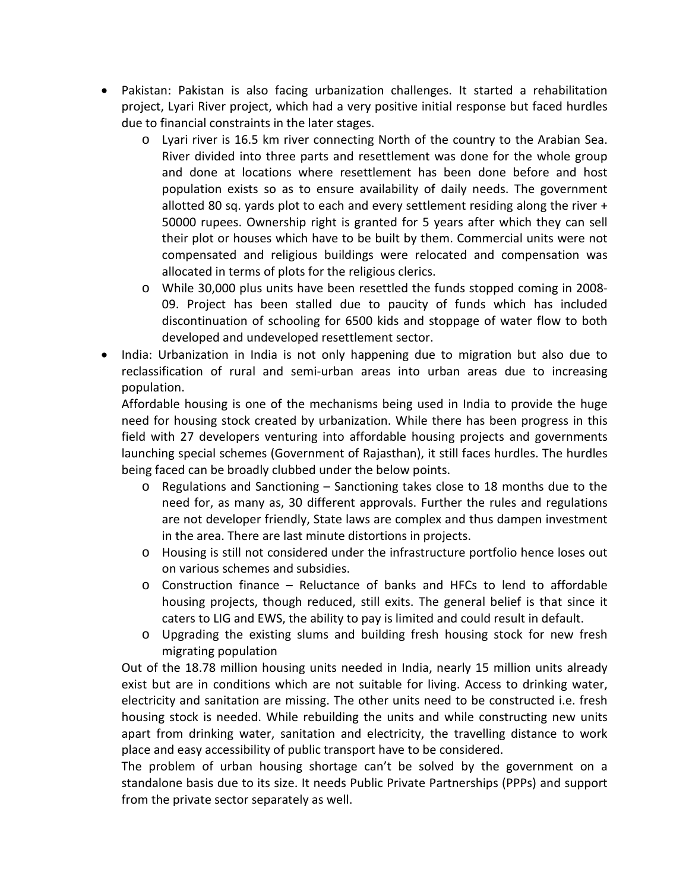- Pakistan: Pakistan is also facing urbanization challenges. It started a rehabilitation project, Lyari River project, which had a very positive initial response but faced hurdles due to financial constraints in the later stages.
    - Lyari river is 16.5 km river connecting North of the country to the Arabian Sea. River divided into three parts and resettlement was done for the whole group and done at locations where resettlement has been done before and host population exists so as to ensure availability of daily needs. The government allotted 80 sq. yards plot to each and every settlement residing along the river + 50000 rupees. Ownership right is granted for 5 years after which they can sell their plot or houses which have to be built by them. Commercial units were not compensated and religious buildings were relocated and compensation was allocated in terms of plots for the religious clerics.
    - While 30,000 plus units have been resettled the funds stopped coming in 2008-09. Project has been stalled due to paucity of funds which has included discontinuation of schooling for 6500 kids and stoppage of water flow to both developed and undeveloped resettlement sector.
- India: Urbanization in India is not only happening due to migration but also due to reclassification of rural and semi-urban areas into urban areas due to increasing population.

  Affordable housing is one of the mechanisms being used in India to provide the huge need for housing stock created by urbanization. While there has been progress in this field with 27 developers venturing into affordable housing projects and governments launching special schemes (Government of Rajasthan), it still faces hurdles. The hurdles being faced can be broadly clubbed under the below points.
    - Regulations and Sanctioning – Sanctioning takes close to 18 months due to the need for, as many as, 30 different approvals. Further the rules and regulations are not developer friendly, State laws are complex and thus dampen investment in the area. There are last minute distortions in projects.
    - Housing is still not considered under the infrastructure portfolio hence loses out on various schemes and subsidies.
    - Construction finance – Reluctance of banks and HFCs to lend to affordable housing projects, though reduced, still exits. The general belief is that since it caters to LIG and EWS, the ability to pay is limited and could result in default.
    - Upgrading the existing slums and building fresh housing stock for new fresh migrating population

  Out of the 18.78 million housing units needed in India, nearly 15 million units already exist but are in conditions which are not suitable for living. Access to drinking water, electricity and sanitation are missing. The other units need to be constructed i.e. fresh housing stock is needed. While rebuilding the units and while constructing new units apart from drinking water, sanitation and electricity, the travelling distance to work place and easy accessibility of public transport have to be considered.

  The problem of urban housing shortage can't be solved by the government on a standalone basis due to its size. It needs Public Private Partnerships (PPPs) and support from the private sector separately as well.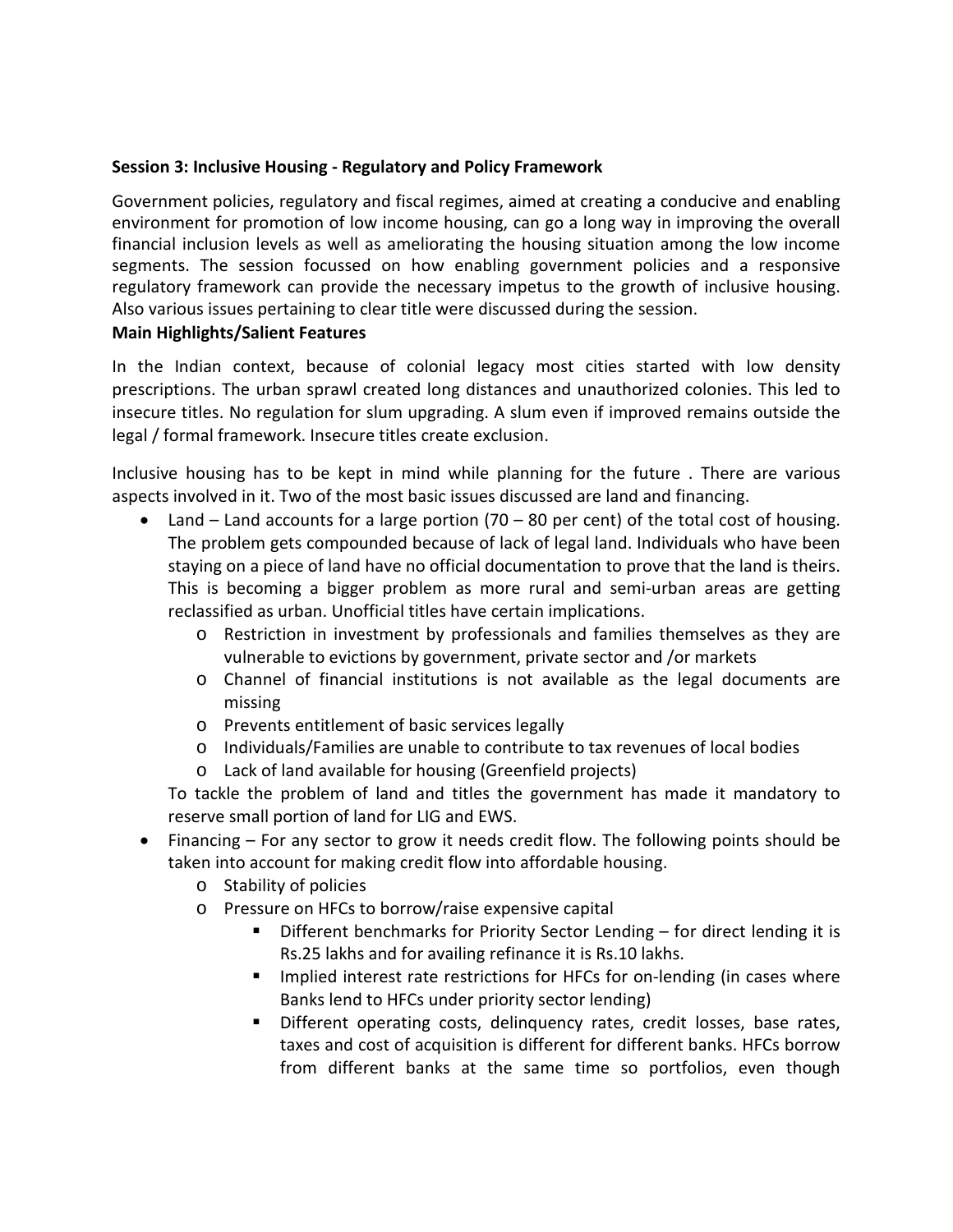**Session 3: Inclusive Housing - Regulatory and Policy Framework**

Government policies, regulatory and fiscal regimes, aimed at creating a conducive and enabling environment for promotion of low income housing, can go a long way in improving the overall financial inclusion levels as well as ameliorating the housing situation among the low income segments. The session focussed on how enabling government policies and a responsive regulatory framework can provide the necessary impetus to the growth of inclusive housing. Also various issues pertaining to clear title were discussed during the session.

**Main Highlights/Salient Features**

In the Indian context, because of colonial legacy most cities started with low density prescriptions. The urban sprawl created long distances and unauthorized colonies. This led to insecure titles. No regulation for slum upgrading. A slum even if improved remains outside the legal / formal framework. Insecure titles create exclusion.

Inclusive housing has to be kept in mind while planning for the future . There are various aspects involved in it. Two of the most basic issues discussed are land and financing.

- Land – Land accounts for a large portion (70 – 80 per cent) of the total cost of housing. The problem gets compounded because of lack of legal land. Individuals who have been staying on a piece of land have no official documentation to prove that the land is theirs. This is becoming a bigger problem as more rural and semi-urban areas are getting reclassified as urban. Unofficial titles have certain implications.
    - Restriction in investment by professionals and families themselves as they are vulnerable to evictions by government, private sector and /or markets
    - Channel of financial institutions is not available as the legal documents are missing
    - Prevents entitlement of basic services legally
    - Individuals/Families are unable to contribute to tax revenues of local bodies
    - Lack of land available for housing (Greenfield projects)

  To tackle the problem of land and titles the government has made it mandatory to reserve small portion of land for LIG and EWS.
- Financing – For any sector to grow it needs credit flow. The following points should be taken into account for making credit flow into affordable housing.
    - Stability of policies
    - Pressure on HFCs to borrow/raise expensive capital
        - Different benchmarks for Priority Sector Lending – for direct lending it is Rs.25 lakhs and for availing refinance it is Rs.10 lakhs.
        - Implied interest rate restrictions for HFCs for on-lending (in cases where Banks lend to HFCs under priority sector lending)
        - Different operating costs, delinquency rates, credit losses, base rates, taxes and cost of acquisition is different for different banks. HFCs borrow from different banks at the same time so portfolios, even though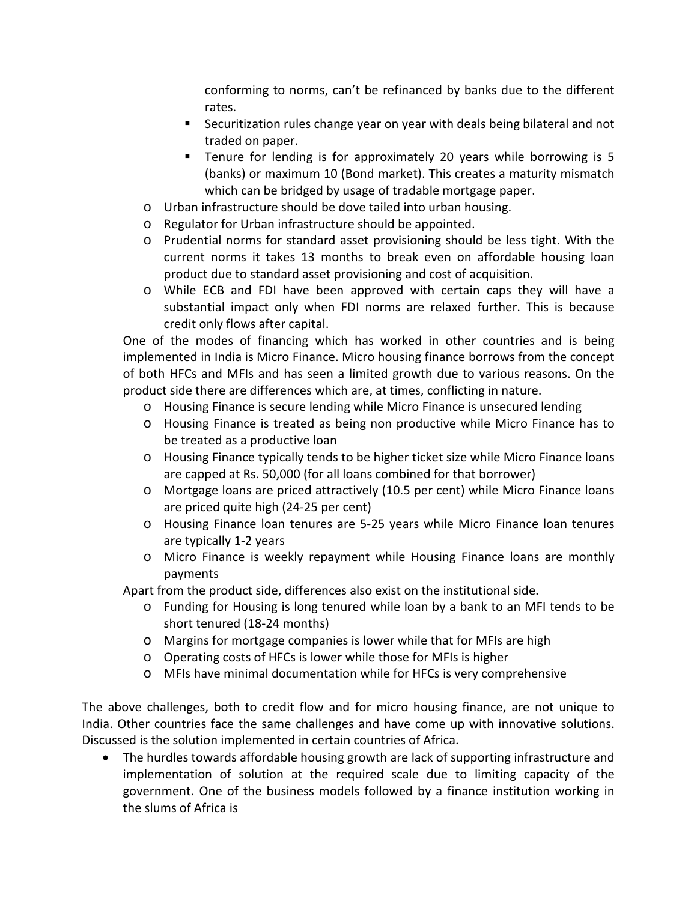conforming to norms, can't be refinanced by banks due to the different rates.

      - Securitization rules change year on year with deals being bilateral and not traded on paper.
      - Tenure for lending is for approximately 20 years while borrowing is 5 (banks) or maximum 10 (Bond market). This creates a maturity mismatch which can be bridged by usage of tradable mortgage paper.
  - Urban infrastructure should be dove tailed into urban housing.
  - Regulator for Urban infrastructure should be appointed.
  - Prudential norms for standard asset provisioning should be less tight. With the current norms it takes 13 months to break even on affordable housing loan product due to standard asset provisioning and cost of acquisition.
  - While ECB and FDI have been approved with certain caps they will have a substantial impact only when FDI norms are relaxed further. This is because credit only flows after capital.

One of the modes of financing which has worked in other countries and is being implemented in India is Micro Finance. Micro housing finance borrows from the concept of both HFCs and MFIs and has seen a limited growth due to various reasons. On the product side there are differences which are, at times, conflicting in nature.

  - Housing Finance is secure lending while Micro Finance is unsecured lending
  - Housing Finance is treated as being non productive while Micro Finance has to be treated as a productive loan
  - Housing Finance typically tends to be higher ticket size while Micro Finance loans are capped at Rs. 50,000 (for all loans combined for that borrower)
  - Mortgage loans are priced attractively (10.5 per cent) while Micro Finance loans are priced quite high (24-25 per cent)
  - Housing Finance loan tenures are 5-25 years while Micro Finance loan tenures are typically 1-2 years
  - Micro Finance is weekly repayment while Housing Finance loans are monthly payments

Apart from the product side, differences also exist on the institutional side.

  - Funding for Housing is long tenured while loan by a bank to an MFI tends to be short tenured (18-24 months)
  - Margins for mortgage companies is lower while that for MFIs are high
  - Operating costs of HFCs is lower while those for MFIs is higher
  - MFIs have minimal documentation while for HFCs is very comprehensive

The above challenges, both to credit flow and for micro housing finance, are not unique to India. Other countries face the same challenges and have come up with innovative solutions. Discussed is the solution implemented in certain countries of Africa.

- The hurdles towards affordable housing growth are lack of supporting infrastructure and implementation of solution at the required scale due to limiting capacity of the government. One of the business models followed by a finance institution working in the slums of Africa is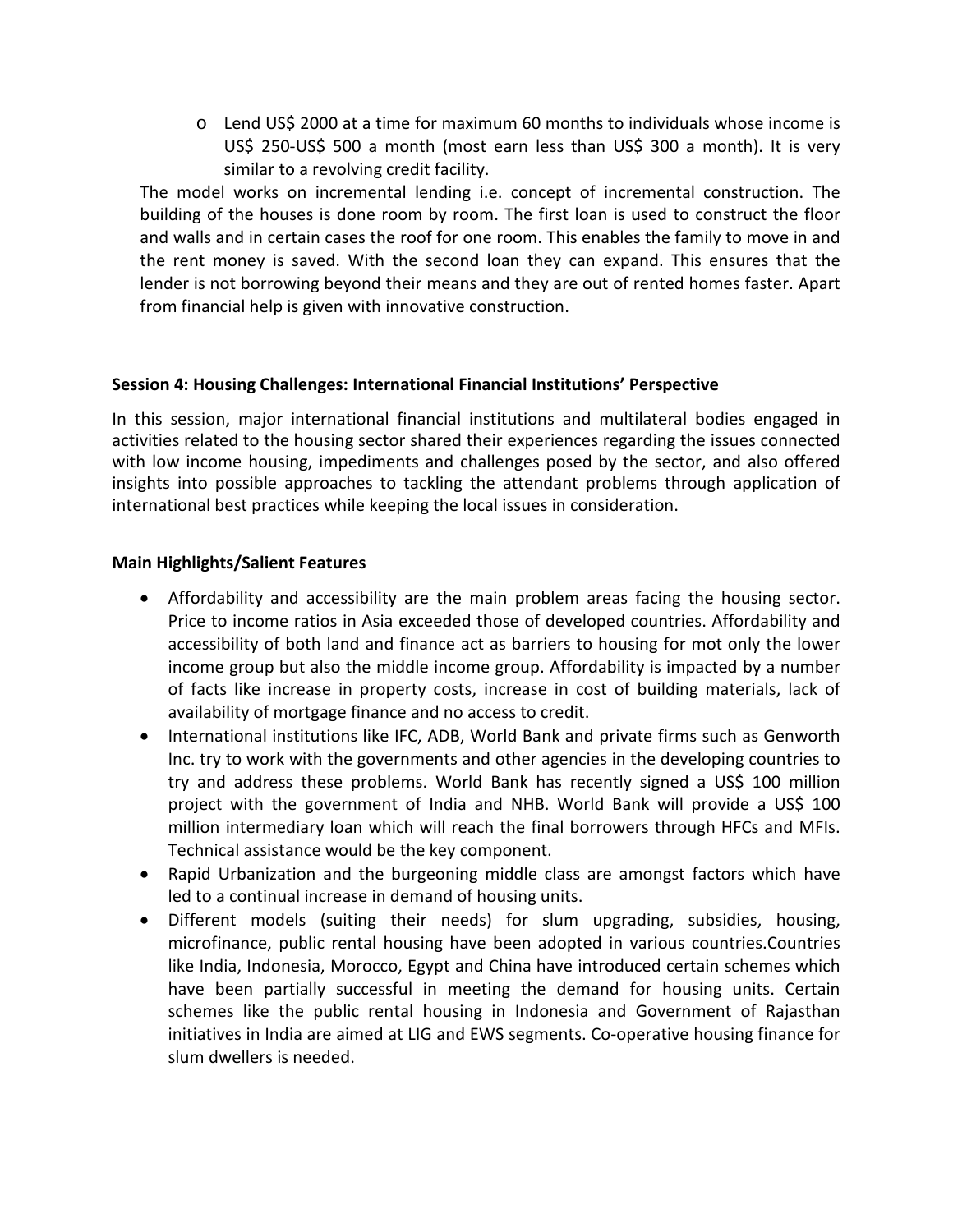- Lend US$ 2000 at a time for maximum 60 months to individuals whose income is US$ 250-US$ 500 a month (most earn less than US$ 300 a month). It is very similar to a revolving credit facility.

The model works on incremental lending i.e. concept of incremental construction. The building of the houses is done room by room. The first loan is used to construct the floor and walls and in certain cases the roof for one room. This enables the family to move in and the rent money is saved. With the second loan they can expand. This ensures that the lender is not borrowing beyond their means and they are out of rented homes faster. Apart from financial help is given with innovative construction.

**Session 4: Housing Challenges: International Financial Institutions' Perspective**

In this session, major international financial institutions and multilateral bodies engaged in activities related to the housing sector shared their experiences regarding the issues connected with low income housing, impediments and challenges posed by the sector, and also offered insights into possible approaches to tackling the attendant problems through application of international best practices while keeping the local issues in consideration.

**Main Highlights/Salient Features**

- Affordability and accessibility are the main problem areas facing the housing sector. Price to income ratios in Asia exceeded those of developed countries. Affordability and accessibility of both land and finance act as barriers to housing for mot only the lower income group but also the middle income group. Affordability is impacted by a number of facts like increase in property costs, increase in cost of building materials, lack of availability of mortgage finance and no access to credit.
- International institutions like IFC, ADB, World Bank and private firms such as Genworth Inc. try to work with the governments and other agencies in the developing countries to try and address these problems. World Bank has recently signed a US$ 100 million project with the government of India and NHB. World Bank will provide a US$ 100 million intermediary loan which will reach the final borrowers through HFCs and MFIs. Technical assistance would be the key component.
- Rapid Urbanization and the burgeoning middle class are amongst factors which have led to a continual increase in demand of housing units.
- Different models (suiting their needs) for slum upgrading, subsidies, housing, microfinance, public rental housing have been adopted in various countries.Countries like India, Indonesia, Morocco, Egypt and China have introduced certain schemes which have been partially successful in meeting the demand for housing units. Certain schemes like the public rental housing in Indonesia and Government of Rajasthan initiatives in India are aimed at LIG and EWS segments. Co-operative housing finance for slum dwellers is needed.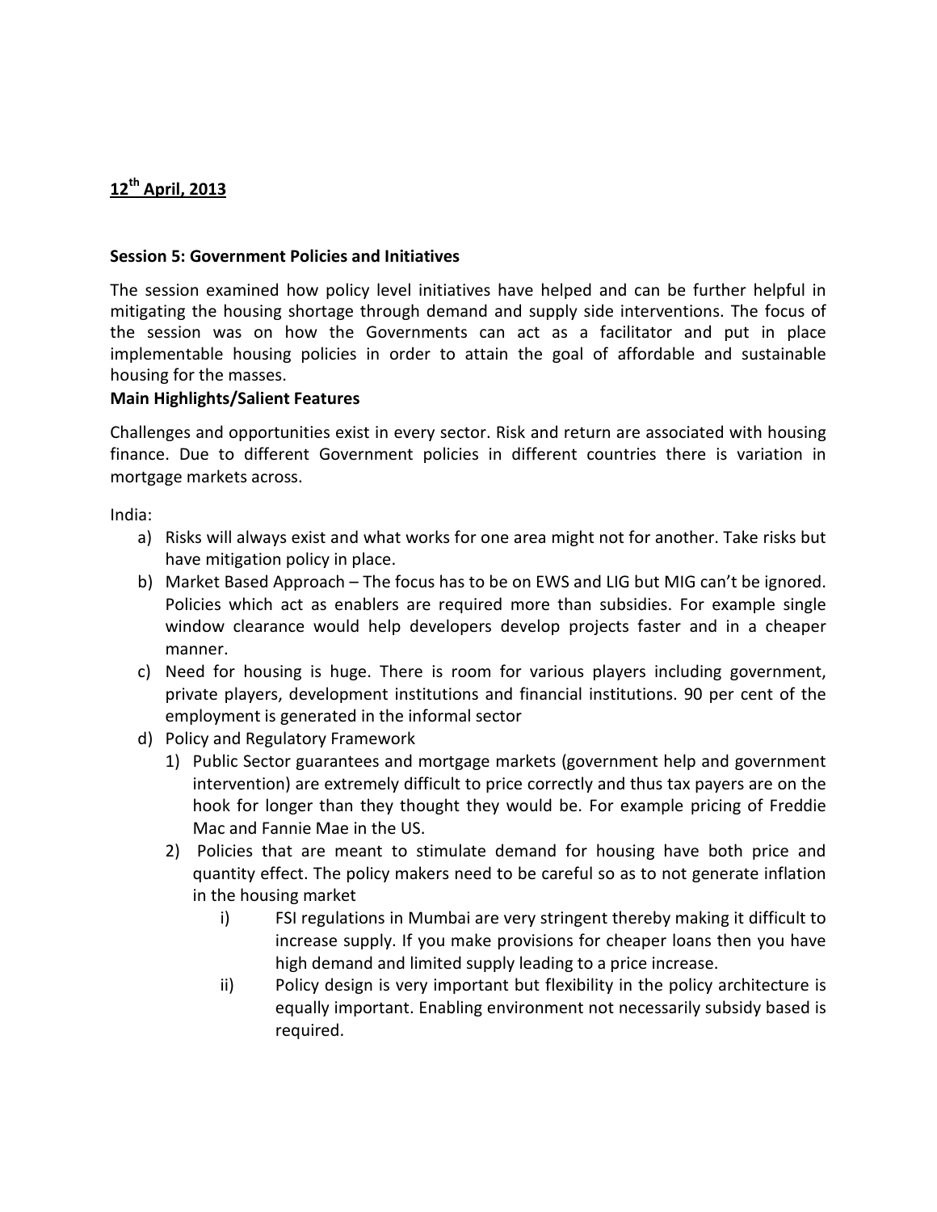**12th April, 2013**

**Session 5: Government Policies and Initiatives**

The session examined how policy level initiatives have helped and can be further helpful in mitigating the housing shortage through demand and supply side interventions. The focus of the session was on how the Governments can act as a facilitator and put in place implementable housing policies in order to attain the goal of affordable and sustainable housing for the masses.

**Main Highlights/Salient Features**

Challenges and opportunities exist in every sector. Risk and return are associated with housing finance. Due to different Government policies in different countries there is variation in mortgage markets across.

India:

a) Risks will always exist and what works for one area might not for another. Take risks but have mitigation policy in place.
b) Market Based Approach – The focus has to be on EWS and LIG but MIG can't be ignored. Policies which act as enablers are required more than subsidies. For example single window clearance would help developers develop projects faster and in a cheaper manner.
c) Need for housing is huge. There is room for various players including government, private players, development institutions and financial institutions. 90 per cent of the employment is generated in the informal sector
d) Policy and Regulatory Framework
    1) Public Sector guarantees and mortgage markets (government help and government intervention) are extremely difficult to price correctly and thus tax payers are on the hook for longer than they thought they would be. For example pricing of Freddie Mac and Fannie Mae in the US.
    2) Policies that are meant to stimulate demand for housing have both price and quantity effect. The policy makers need to be careful so as to not generate inflation in the housing market
        i) FSI regulations in Mumbai are very stringent thereby making it difficult to increase supply. If you make provisions for cheaper loans then you have high demand and limited supply leading to a price increase.
        ii) Policy design is very important but flexibility in the policy architecture is equally important. Enabling environment not necessarily subsidy based is required.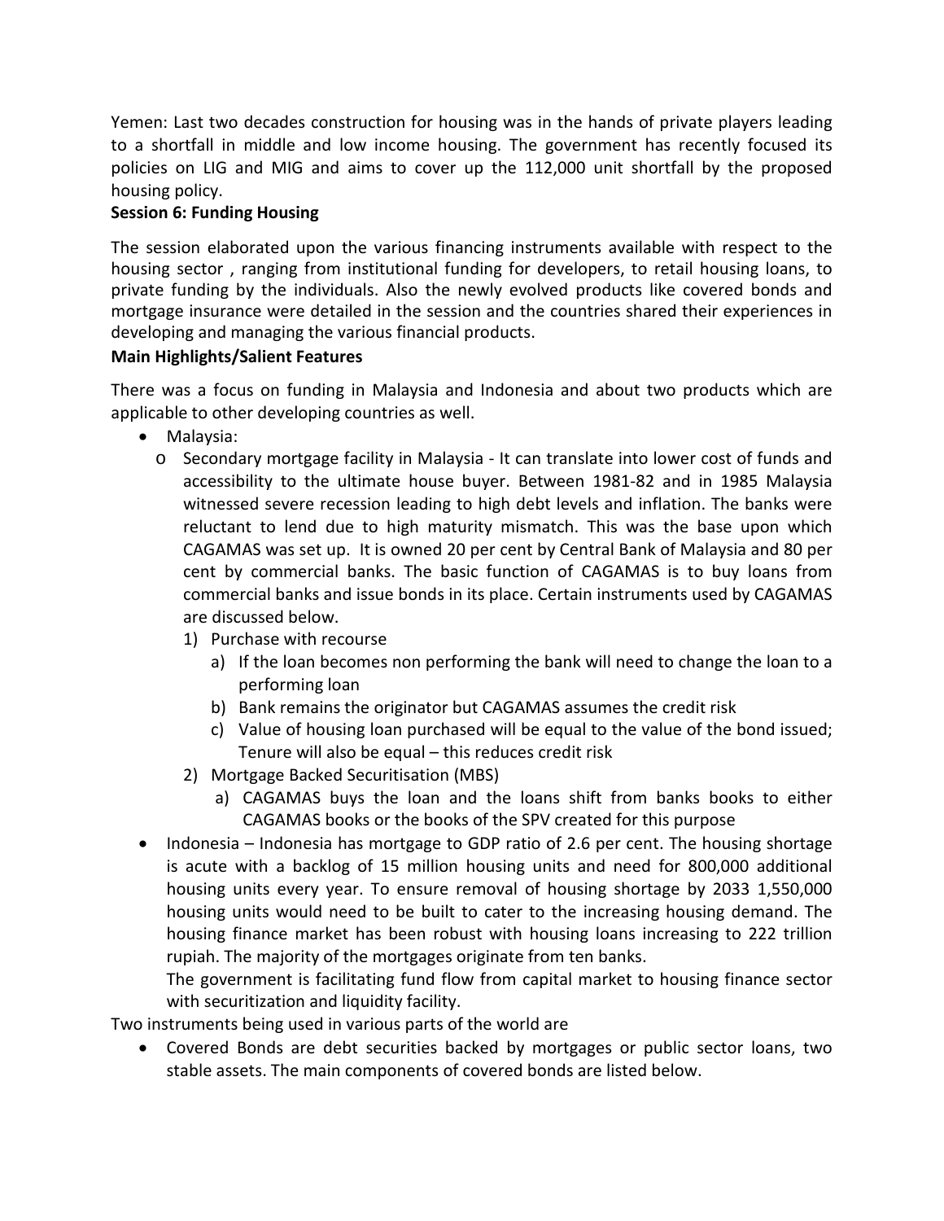Yemen: Last two decades construction for housing was in the hands of private players leading to a shortfall in middle and low income housing. The government has recently focused its policies on LIG and MIG and aims to cover up the 112,000 unit shortfall by the proposed housing policy.

**Session 6: Funding Housing**

The session elaborated upon the various financing instruments available with respect to the housing sector , ranging from institutional funding for developers, to retail housing loans, to private funding by the individuals. Also the newly evolved products like covered bonds and mortgage insurance were detailed in the session and the countries shared their experiences in developing and managing the various financial products.

**Main Highlights/Salient Features**

There was a focus on funding in Malaysia and Indonesia and about two products which are applicable to other developing countries as well.

- Malaysia:
  - Secondary mortgage facility in Malaysia - It can translate into lower cost of funds and accessibility to the ultimate house buyer. Between 1981-82 and in 1985 Malaysia witnessed severe recession leading to high debt levels and inflation. The banks were reluctant to lend due to high maturity mismatch. This was the base upon which CAGAMAS was set up. It is owned 20 per cent by Central Bank of Malaysia and 80 per cent by commercial banks. The basic function of CAGAMAS is to buy loans from commercial banks and issue bonds in its place. Certain instruments used by CAGAMAS are discussed below.
    1) Purchase with recourse
       a) If the loan becomes non performing the bank will need to change the loan to a performing loan
       b) Bank remains the originator but CAGAMAS assumes the credit risk
       c) Value of housing loan purchased will be equal to the value of the bond issued; Tenure will also be equal – this reduces credit risk
    2) Mortgage Backed Securitisation (MBS)
       a) CAGAMAS buys the loan and the loans shift from banks books to either CAGAMAS books or the books of the SPV created for this purpose
- Indonesia – Indonesia has mortgage to GDP ratio of 2.6 per cent. The housing shortage is acute with a backlog of 15 million housing units and need for 800,000 additional housing units every year. To ensure removal of housing shortage by 2033 1,550,000 housing units would need to be built to cater to the increasing housing demand. The housing finance market has been robust with housing loans increasing to 222 trillion rupiah. The majority of the mortgages originate from ten banks.

  The government is facilitating fund flow from capital market to housing finance sector with securitization and liquidity facility.

Two instruments being used in various parts of the world are

- Covered Bonds are debt securities backed by mortgages or public sector loans, two stable assets. The main components of covered bonds are listed below.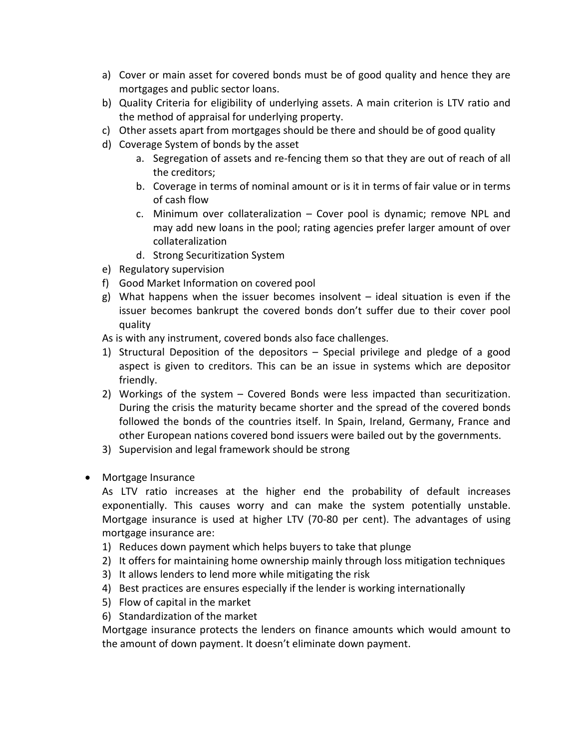a) Cover or main asset for covered bonds must be of good quality and hence they are mortgages and public sector loans.
b) Quality Criteria for eligibility of underlying assets. A main criterion is LTV ratio and the method of appraisal for underlying property.
c) Other assets apart from mortgages should be there and should be of good quality
d) Coverage System of bonds by the asset
    a. Segregation of assets and re-fencing them so that they are out of reach of all the creditors;
    b. Coverage in terms of nominal amount or is it in terms of fair value or in terms of cash flow
    c. Minimum over collateralization – Cover pool is dynamic; remove NPL and may add new loans in the pool; rating agencies prefer larger amount of over collateralization
    d. Strong Securitization System
e) Regulatory supervision
f) Good Market Information on covered pool
g) What happens when the issuer becomes insolvent – ideal situation is even if the issuer becomes bankrupt the covered bonds don't suffer due to their cover pool quality

As is with any instrument, covered bonds also face challenges.

1) Structural Deposition of the depositors – Special privilege and pledge of a good aspect is given to creditors. This can be an issue in systems which are depositor friendly.
2) Workings of the system – Covered Bonds were less impacted than securitization. During the crisis the maturity became shorter and the spread of the covered bonds followed the bonds of the countries itself. In Spain, Ireland, Germany, France and other European nations covered bond issuers were bailed out by the governments.
3) Supervision and legal framework should be strong

- Mortgage Insurance

  As LTV ratio increases at the higher end the probability of default increases exponentially. This causes worry and can make the system potentially unstable. Mortgage insurance is used at higher LTV (70-80 per cent). The advantages of using mortgage insurance are:

  1) Reduces down payment which helps buyers to take that plunge
  2) It offers for maintaining home ownership mainly through loss mitigation techniques
  3) It allows lenders to lend more while mitigating the risk
  4) Best practices are ensures especially if the lender is working internationally
  5) Flow of capital in the market
  6) Standardization of the market

  Mortgage insurance protects the lenders on finance amounts which would amount to the amount of down payment. It doesn't eliminate down payment.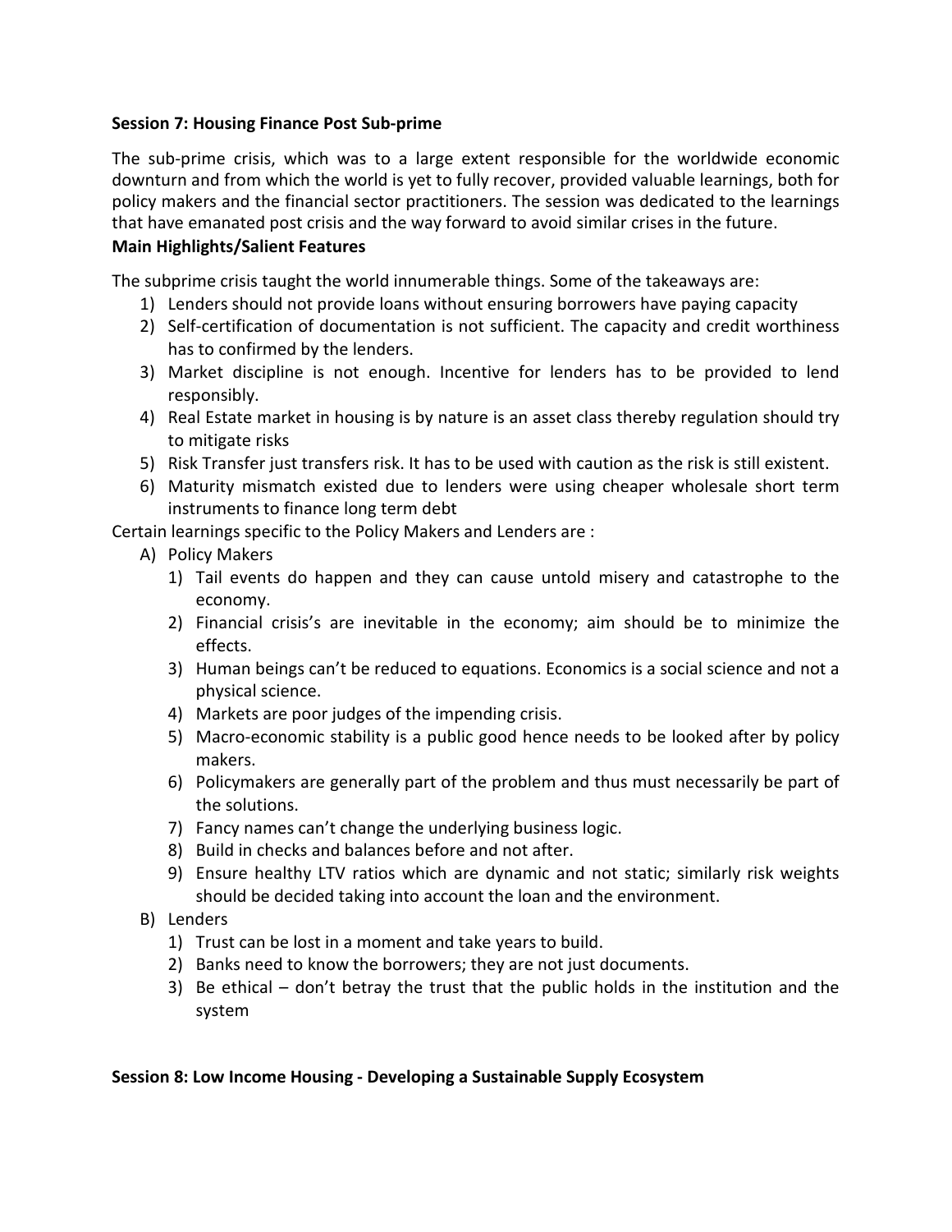**Session 7: Housing Finance Post Sub-prime**

The sub-prime crisis, which was to a large extent responsible for the worldwide economic downturn and from which the world is yet to fully recover, provided valuable learnings, both for policy makers and the financial sector practitioners. The session was dedicated to the learnings that have emanated post crisis and the way forward to avoid similar crises in the future.

**Main Highlights/Salient Features**

The subprime crisis taught the world innumerable things. Some of the takeaways are:

1) Lenders should not provide loans without ensuring borrowers have paying capacity
2) Self-certification of documentation is not sufficient. The capacity and credit worthiness has to confirmed by the lenders.
3) Market discipline is not enough. Incentive for lenders has to be provided to lend responsibly.
4) Real Estate market in housing is by nature is an asset class thereby regulation should try to mitigate risks
5) Risk Transfer just transfers risk. It has to be used with caution as the risk is still existent.
6) Maturity mismatch existed due to lenders were using cheaper wholesale short term instruments to finance long term debt

Certain learnings specific to the Policy Makers and Lenders are :

A) Policy Makers
   1) Tail events do happen and they can cause untold misery and catastrophe to the economy.
   2) Financial crisis's are inevitable in the economy; aim should be to minimize the effects.
   3) Human beings can't be reduced to equations. Economics is a social science and not a physical science.
   4) Markets are poor judges of the impending crisis.
   5) Macro-economic stability is a public good hence needs to be looked after by policy makers.
   6) Policymakers are generally part of the problem and thus must necessarily be part of the solutions.
   7) Fancy names can't change the underlying business logic.
   8) Build in checks and balances before and not after.
   9) Ensure healthy LTV ratios which are dynamic and not static; similarly risk weights should be decided taking into account the loan and the environment.
B) Lenders
   1) Trust can be lost in a moment and take years to build.
   2) Banks need to know the borrowers; they are not just documents.
   3) Be ethical – don't betray the trust that the public holds in the institution and the system

**Session 8: Low Income Housing - Developing a Sustainable Supply Ecosystem**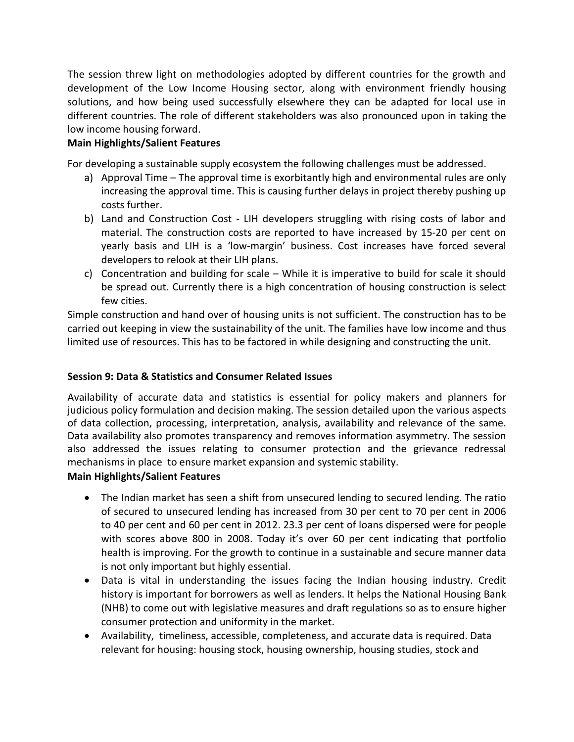The session threw light on methodologies adopted by different countries for the growth and development of the Low Income Housing sector, along with environment friendly housing solutions, and how being used successfully elsewhere they can be adapted for local use in different countries. The role of different stakeholders was also pronounced upon in taking the low income housing forward.

**Main Highlights/Salient Features**

For developing a sustainable supply ecosystem the following challenges must be addressed.

a) Approval Time – The approval time is exorbitantly high and environmental rules are only increasing the approval time. This is causing further delays in project thereby pushing up costs further.
b) Land and Construction Cost - LIH developers struggling with rising costs of labor and material. The construction costs are reported to have increased by 15-20 per cent on yearly basis and LIH is a 'low-margin' business. Cost increases have forced several developers to relook at their LIH plans.
c) Concentration and building for scale – While it is imperative to build for scale it should be spread out. Currently there is a high concentration of housing construction is select few cities.

Simple construction and hand over of housing units is not sufficient. The construction has to be carried out keeping in view the sustainability of the unit. The families have low income and thus limited use of resources. This has to be factored in while designing and constructing the unit.

**Session 9: Data & Statistics and Consumer Related Issues**

Availability of accurate data and statistics is essential for policy makers and planners for judicious policy formulation and decision making. The session detailed upon the various aspects of data collection, processing, interpretation, analysis, availability and relevance of the same. Data availability also promotes transparency and removes information asymmetry. The session also addressed the issues relating to consumer protection and the grievance redressal mechanisms in place to ensure market expansion and systemic stability.

**Main Highlights/Salient Features**

- The Indian market has seen a shift from unsecured lending to secured lending. The ratio of secured to unsecured lending has increased from 30 per cent to 70 per cent in 2006 to 40 per cent and 60 per cent in 2012. 23.3 per cent of loans dispersed were for people with scores above 800 in 2008. Today it's over 60 per cent indicating that portfolio health is improving. For the growth to continue in a sustainable and secure manner data is not only important but highly essential.
- Data is vital in understanding the issues facing the Indian housing industry. Credit history is important for borrowers as well as lenders. It helps the National Housing Bank (NHB) to come out with legislative measures and draft regulations so as to ensure higher consumer protection and uniformity in the market.
- Availability, timeliness, accessible, completeness, and accurate data is required. Data relevant for housing: housing stock, housing ownership, housing studies, stock and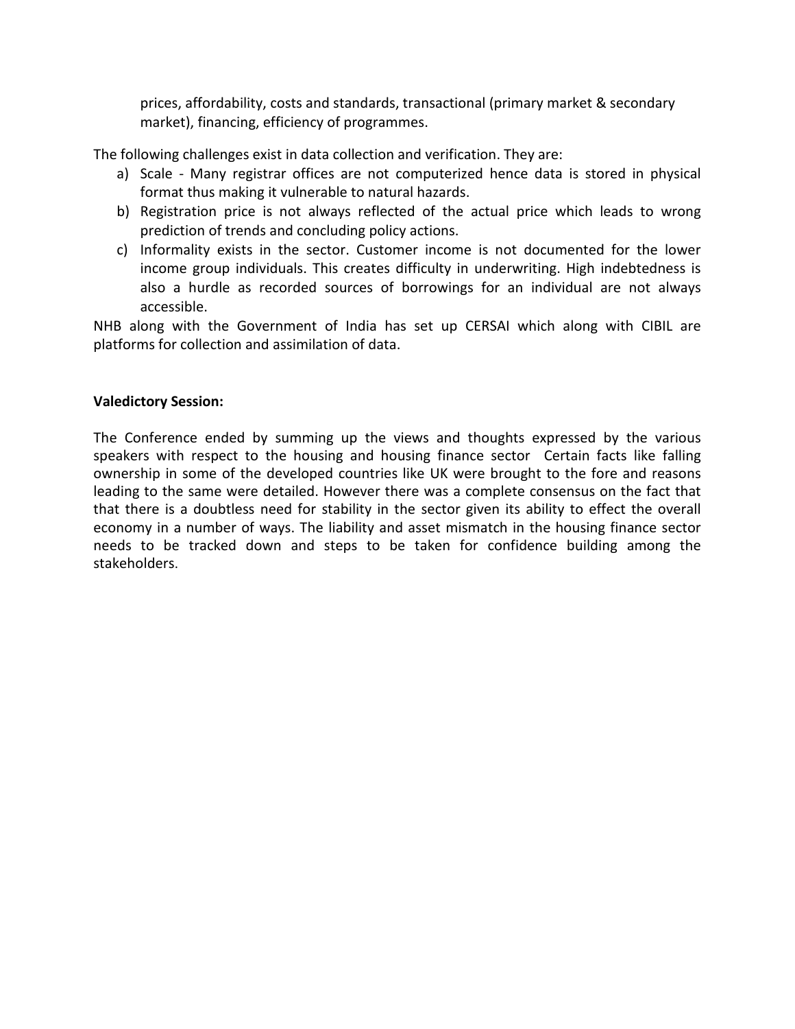prices, affordability, costs and standards, transactional (primary market & secondary market), financing, efficiency of programmes.

The following challenges exist in data collection and verification. They are:

a) Scale - Many registrar offices are not computerized hence data is stored in physical format thus making it vulnerable to natural hazards.
b) Registration price is not always reflected of the actual price which leads to wrong prediction of trends and concluding policy actions.
c) Informality exists in the sector. Customer income is not documented for the lower income group individuals. This creates difficulty in underwriting. High indebtedness is also a hurdle as recorded sources of borrowings for an individual are not always accessible.

NHB along with the Government of India has set up CERSAI which along with CIBIL are platforms for collection and assimilation of data.

**Valedictory Session:**

The Conference ended by summing up the views and thoughts expressed by the various speakers with respect to the housing and housing finance sector Certain facts like falling ownership in some of the developed countries like UK were brought to the fore and reasons leading to the same were detailed. However there was a complete consensus on the fact that that there is a doubtless need for stability in the sector given its ability to effect the overall economy in a number of ways. The liability and asset mismatch in the housing finance sector needs to be tracked down and steps to be taken for confidence building among the stakeholders.